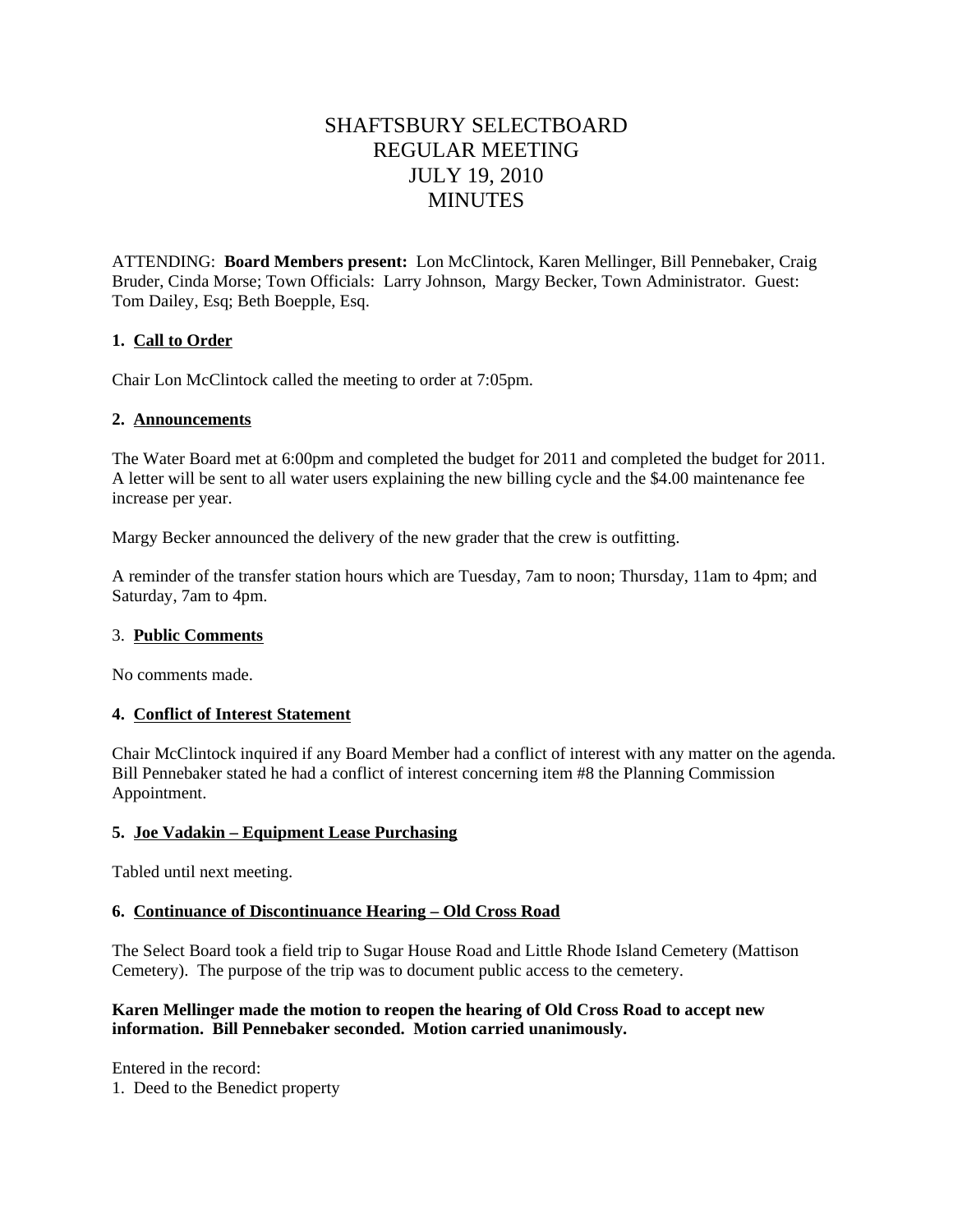# SHAFTSBURY SELECTBOARD
# REGULAR MEETING
# JULY 19, 2010
# MINUTES

ATTENDING: **Board Members present:** Lon McClintock, Karen Mellinger, Bill Pennebaker, Craig Bruder, Cinda Morse; Town Officials: Larry Johnson, Margy Becker, Town Administrator. Guest: Tom Dailey, Esq; Beth Boepple, Esq.

**1. Call to Order**

Chair Lon McClintock called the meeting to order at 7:05pm.

**2. Announcements**

The Water Board met at 6:00pm and completed the budget for 2011 and completed the budget for 2011. A letter will be sent to all water users explaining the new billing cycle and the $4.00 maintenance fee increase per year.

Margy Becker announced the delivery of the new grader that the crew is outfitting.

A reminder of the transfer station hours which are Tuesday, 7am to noon; Thursday, 11am to 4pm; and Saturday, 7am to 4pm.

3. **Public Comments**

No comments made.

**4. Conflict of Interest Statement**

Chair McClintock inquired if any Board Member had a conflict of interest with any matter on the agenda. Bill Pennebaker stated he had a conflict of interest concerning item #8 the Planning Commission Appointment.

**5. Joe Vadakin – Equipment Lease Purchasing**

Tabled until next meeting.

**6. Continuance of Discontinuance Hearing – Old Cross Road**

The Select Board took a field trip to Sugar House Road and Little Rhode Island Cemetery (Mattison Cemetery). The purpose of the trip was to document public access to the cemetery.

**Karen Mellinger made the motion to reopen the hearing of Old Cross Road to accept new information. Bill Pennebaker seconded. Motion carried unanimously.**

Entered in the record:
1. Deed to the Benedict property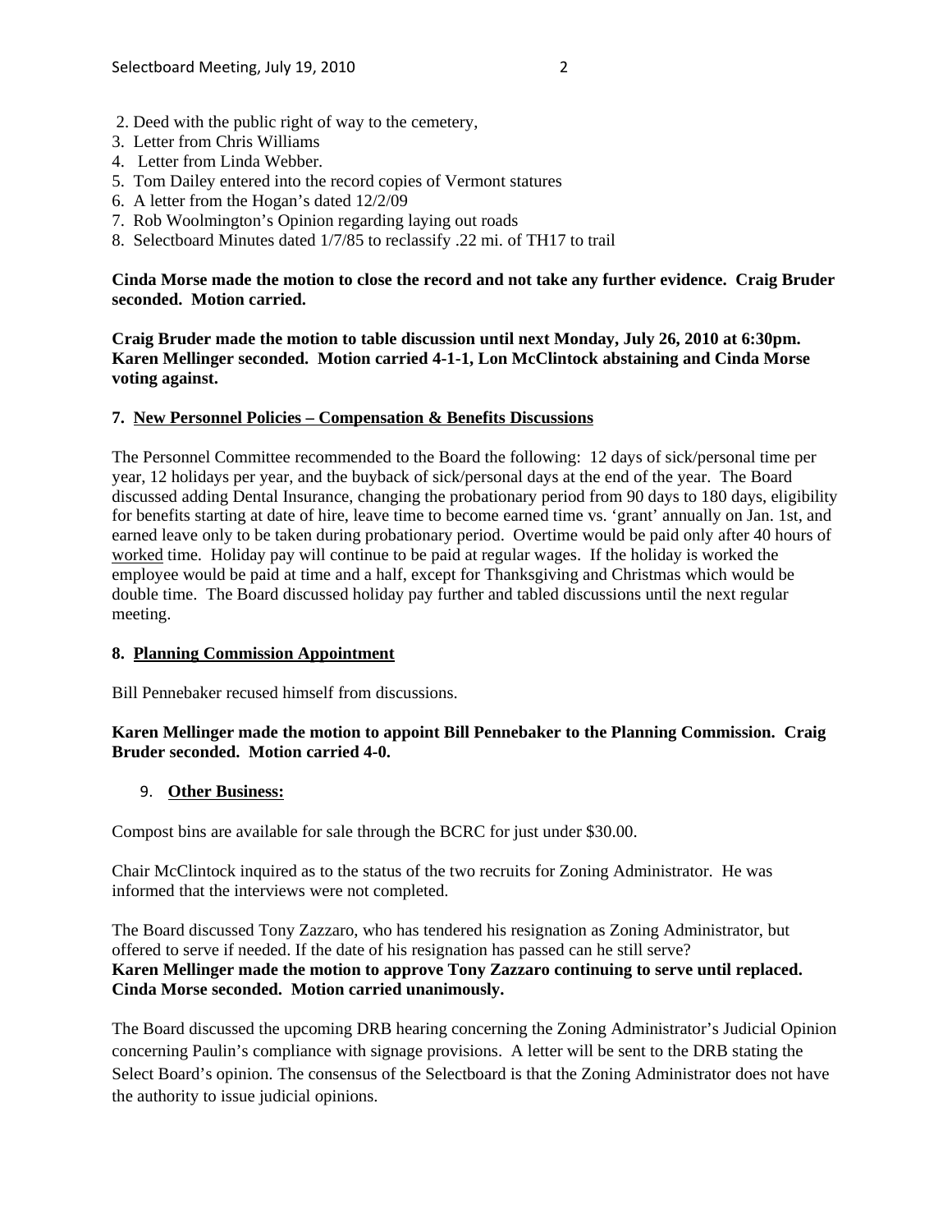2. Deed with the public right of way to the cemetery,
3. Letter from Chris Williams
4. Letter from Linda Webber.
5. Tom Dailey entered into the record copies of Vermont statures
6. A letter from the Hogan's dated 12/2/09
7. Rob Woolmington's Opinion regarding laying out roads
8. Selectboard Minutes dated 1/7/85 to reclassify .22 mi. of TH17 to trail

**Cinda Morse made the motion to close the record and not take any further evidence. Craig Bruder seconded. Motion carried.**

**Craig Bruder made the motion to table discussion until next Monday, July 26, 2010 at 6:30pm. Karen Mellinger seconded. Motion carried 4-1-1, Lon McClintock abstaining and Cinda Morse voting against.**

**7. New Personnel Policies – Compensation & Benefits Discussions**

The Personnel Committee recommended to the Board the following: 12 days of sick/personal time per year, 12 holidays per year, and the buyback of sick/personal days at the end of the year. The Board discussed adding Dental Insurance, changing the probationary period from 90 days to 180 days, eligibility for benefits starting at date of hire, leave time to become earned time vs. 'grant' annually on Jan. 1st, and earned leave only to be taken during probationary period. Overtime would be paid only after 40 hours of worked time. Holiday pay will continue to be paid at regular wages. If the holiday is worked the employee would be paid at time and a half, except for Thanksgiving and Christmas which would be double time. The Board discussed holiday pay further and tabled discussions until the next regular meeting.

**8. Planning Commission Appointment**

Bill Pennebaker recused himself from discussions.

**Karen Mellinger made the motion to appoint Bill Pennebaker to the Planning Commission. Craig Bruder seconded. Motion carried 4-0.**

**9. Other Business:**

Compost bins are available for sale through the BCRC for just under $30.00.

Chair McClintock inquired as to the status of the two recruits for Zoning Administrator. He was informed that the interviews were not completed.

The Board discussed Tony Zazzaro, who has tendered his resignation as Zoning Administrator, but offered to serve if needed. If the date of his resignation has passed can he still serve?
**Karen Mellinger made the motion to approve Tony Zazzaro continuing to serve until replaced. Cinda Morse seconded. Motion carried unanimously.**

The Board discussed the upcoming DRB hearing concerning the Zoning Administrator's Judicial Opinion concerning Paulin's compliance with signage provisions. A letter will be sent to the DRB stating the Select Board's opinion. The consensus of the Selectboard is that the Zoning Administrator does not have the authority to issue judicial opinions.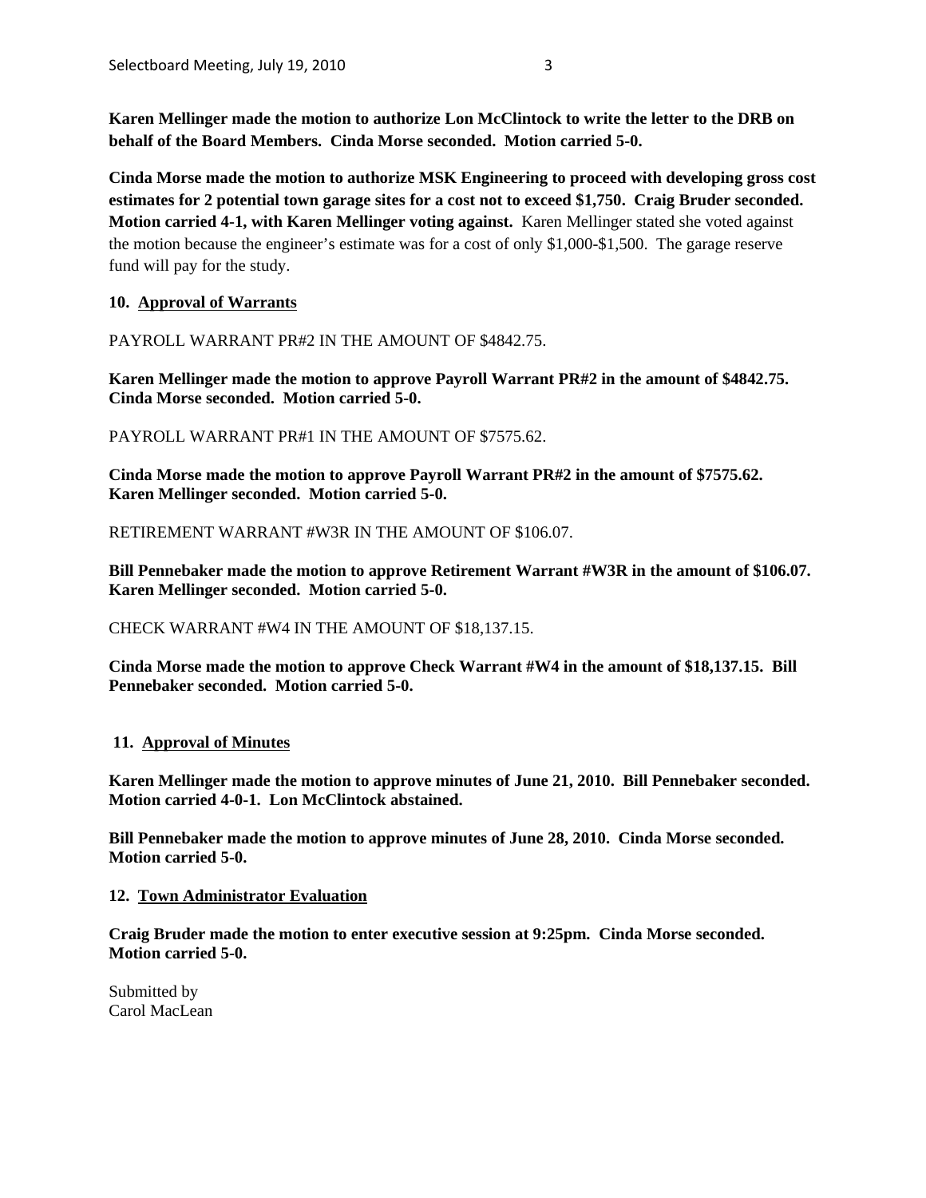**Karen Mellinger made the motion to authorize Lon McClintock to write the letter to the DRB on behalf of the Board Members. Cinda Morse seconded. Motion carried 5-0.**

**Cinda Morse made the motion to authorize MSK Engineering to proceed with developing gross cost estimates for 2 potential town garage sites for a cost not to exceed $1,750. Craig Bruder seconded. Motion carried 4-1, with Karen Mellinger voting against.** Karen Mellinger stated she voted against the motion because the engineer's estimate was for a cost of only $1,000-$1,500. The garage reserve fund will pay for the study.

**10. Approval of Warrants**

PAYROLL WARRANT PR#2 IN THE AMOUNT OF $4842.75.

**Karen Mellinger made the motion to approve Payroll Warrant PR#2 in the amount of $4842.75. Cinda Morse seconded. Motion carried 5-0.**

PAYROLL WARRANT PR#1 IN THE AMOUNT OF $7575.62.

**Cinda Morse made the motion to approve Payroll Warrant PR#2 in the amount of $7575.62. Karen Mellinger seconded. Motion carried 5-0.**

RETIREMENT WARRANT #W3R IN THE AMOUNT OF $106.07.

**Bill Pennebaker made the motion to approve Retirement Warrant #W3R in the amount of $106.07. Karen Mellinger seconded. Motion carried 5-0.**

CHECK WARRANT #W4 IN THE AMOUNT OF $18,137.15.

**Cinda Morse made the motion to approve Check Warrant #W4 in the amount of $18,137.15. Bill Pennebaker seconded. Motion carried 5-0.**

**11. Approval of Minutes**

**Karen Mellinger made the motion to approve minutes of June 21, 2010. Bill Pennebaker seconded. Motion carried 4-0-1. Lon McClintock abstained.**

**Bill Pennebaker made the motion to approve minutes of June 28, 2010. Cinda Morse seconded. Motion carried 5-0.**

**12. Town Administrator Evaluation**

**Craig Bruder made the motion to enter executive session at 9:25pm. Cinda Morse seconded. Motion carried 5-0.**

Submitted by
Carol MacLean